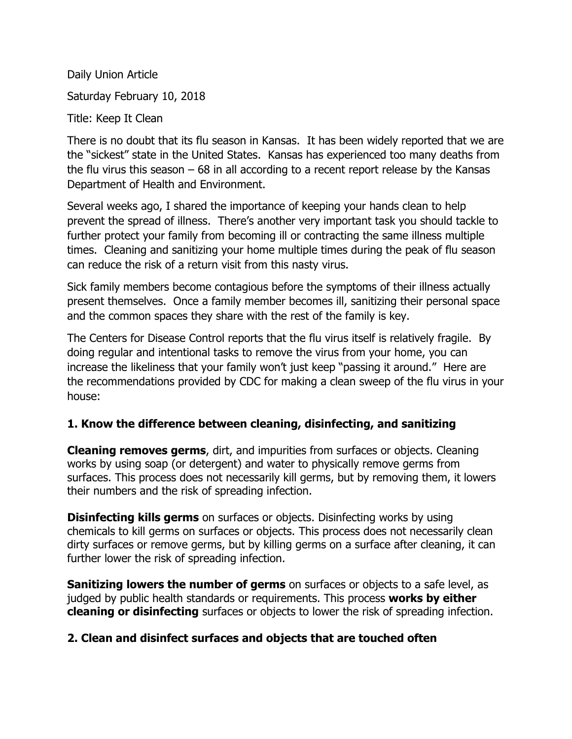Daily Union Article

Saturday February 10, 2018

Title: Keep It Clean

There is no doubt that its flu season in Kansas. It has been widely reported that we are the "sickest" state in the United States. Kansas has experienced too many deaths from the flu virus this season – 68 in all according to a recent report release by the Kansas Department of Health and Environment.

Several weeks ago, I shared the importance of keeping your hands clean to help prevent the spread of illness. There's another very important task you should tackle to further protect your family from becoming ill or contracting the same illness multiple times. Cleaning and sanitizing your home multiple times during the peak of flu season can reduce the risk of a return visit from this nasty virus.

Sick family members become contagious before the symptoms of their illness actually present themselves. Once a family member becomes ill, sanitizing their personal space and the common spaces they share with the rest of the family is key.

The Centers for Disease Control reports that the flu virus itself is relatively fragile. By doing regular and intentional tasks to remove the virus from your home, you can increase the likeliness that your family won't just keep "passing it around." Here are the recommendations provided by CDC for making a clean sweep of the flu virus in your house:

### 1. Know the difference between cleaning, disinfecting, and sanitizing

**Cleaning removes germs**, dirt, and impurities from surfaces or objects. Cleaning works by using soap (or detergent) and water to physically remove germs from surfaces. This process does not necessarily kill germs, but by removing them, it lowers their numbers and the risk of spreading infection.

**Disinfecting kills germs** on surfaces or objects. Disinfecting works by using chemicals to kill germs on surfaces or objects. This process does not necessarily clean dirty surfaces or remove germs, but by killing germs on a surface after cleaning, it can further lower the risk of spreading infection.

**Sanitizing lowers the number of germs** on surfaces or objects to a safe level, as judged by public health standards or requirements. This process **works by either cleaning or disinfecting** surfaces or objects to lower the risk of spreading infection.

### 2. Clean and disinfect surfaces and objects that are touched often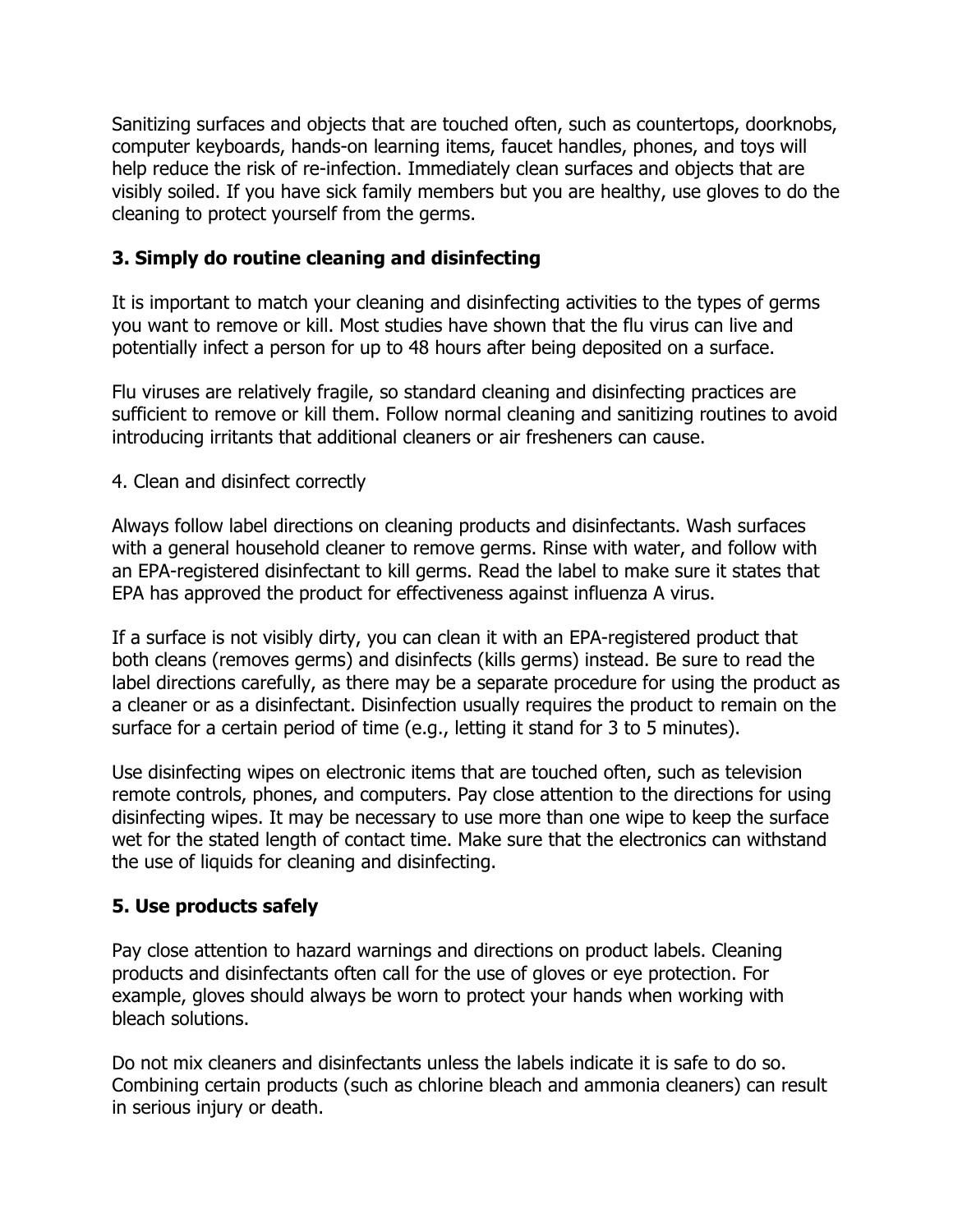Sanitizing surfaces and objects that are touched often, such as countertops, doorknobs, computer keyboards, hands-on learning items, faucet handles, phones, and toys will help reduce the risk of re-infection. Immediately clean surfaces and objects that are visibly soiled. If you have sick family members but you are healthy, use gloves to do the cleaning to protect yourself from the germs.

### 3. Simply do routine cleaning and disinfecting

It is important to match your cleaning and disinfecting activities to the types of germs you want to remove or kill. Most studies have shown that the flu virus can live and potentially infect a person for up to 48 hours after being deposited on a surface.

Flu viruses are relatively fragile, so standard cleaning and disinfecting practices are sufficient to remove or kill them. Follow normal cleaning and sanitizing routines to avoid introducing irritants that additional cleaners or air fresheners can cause.

4. Clean and disinfect correctly

Always follow label directions on cleaning products and disinfectants. Wash surfaces with a general household cleaner to remove germs. Rinse with water, and follow with an EPA-registered disinfectant to kill germs. Read the label to make sure it states that EPA has approved the product for effectiveness against influenza A virus.

If a surface is not visibly dirty, you can clean it with an EPA-registered product that both cleans (removes germs) and disinfects (kills germs) instead. Be sure to read the label directions carefully, as there may be a separate procedure for using the product as a cleaner or as a disinfectant. Disinfection usually requires the product to remain on the surface for a certain period of time (e.g., letting it stand for 3 to 5 minutes).

Use disinfecting wipes on electronic items that are touched often, such as television remote controls, phones, and computers. Pay close attention to the directions for using disinfecting wipes. It may be necessary to use more than one wipe to keep the surface wet for the stated length of contact time. Make sure that the electronics can withstand the use of liquids for cleaning and disinfecting.

### 5. Use products safely

Pay close attention to hazard warnings and directions on product labels. Cleaning products and disinfectants often call for the use of gloves or eye protection. For example, gloves should always be worn to protect your hands when working with bleach solutions.

Do not mix cleaners and disinfectants unless the labels indicate it is safe to do so. Combining certain products (such as chlorine bleach and ammonia cleaners) can result in serious injury or death.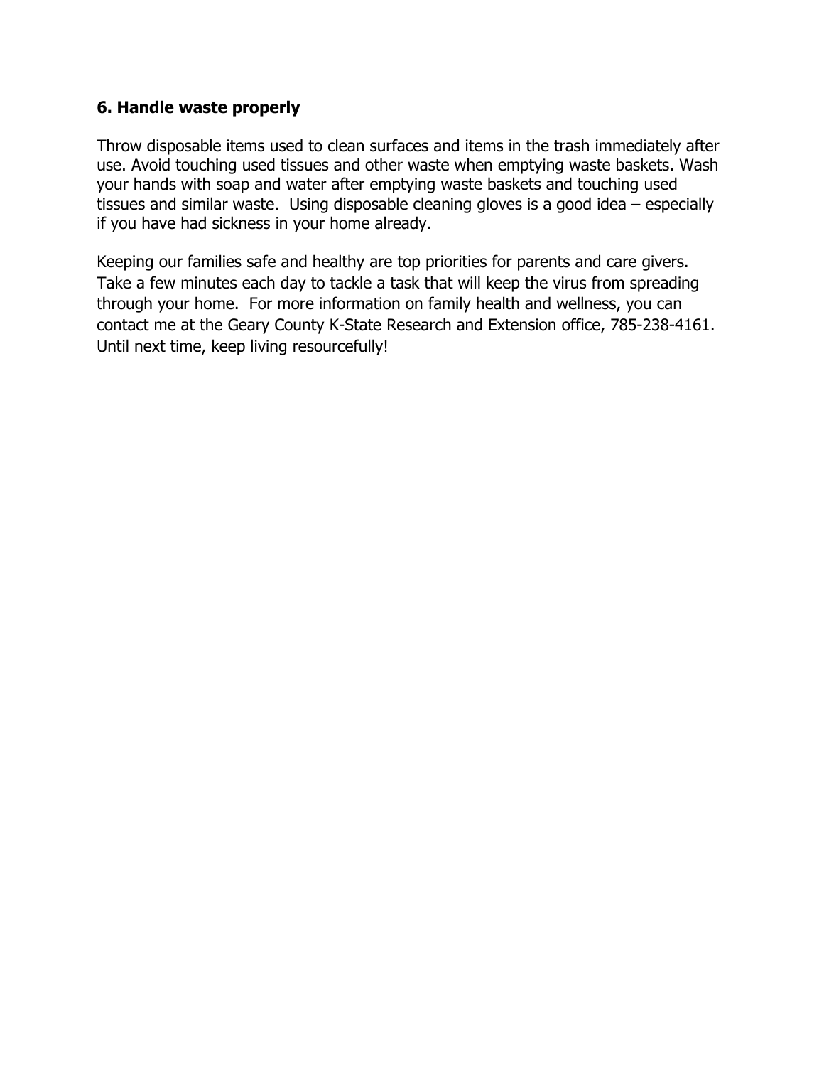**6. Handle waste properly**

Throw disposable items used to clean surfaces and items in the trash immediately after use. Avoid touching used tissues and other waste when emptying waste baskets. Wash your hands with soap and water after emptying waste baskets and touching used tissues and similar waste.  Using disposable cleaning gloves is a good idea – especially if you have had sickness in your home already.

Keeping our families safe and healthy are top priorities for parents and care givers. Take a few minutes each day to tackle a task that will keep the virus from spreading through your home.  For more information on family health and wellness, you can contact me at the Geary County K-State Research and Extension office, 785-238-4161. Until next time, keep living resourcefully!